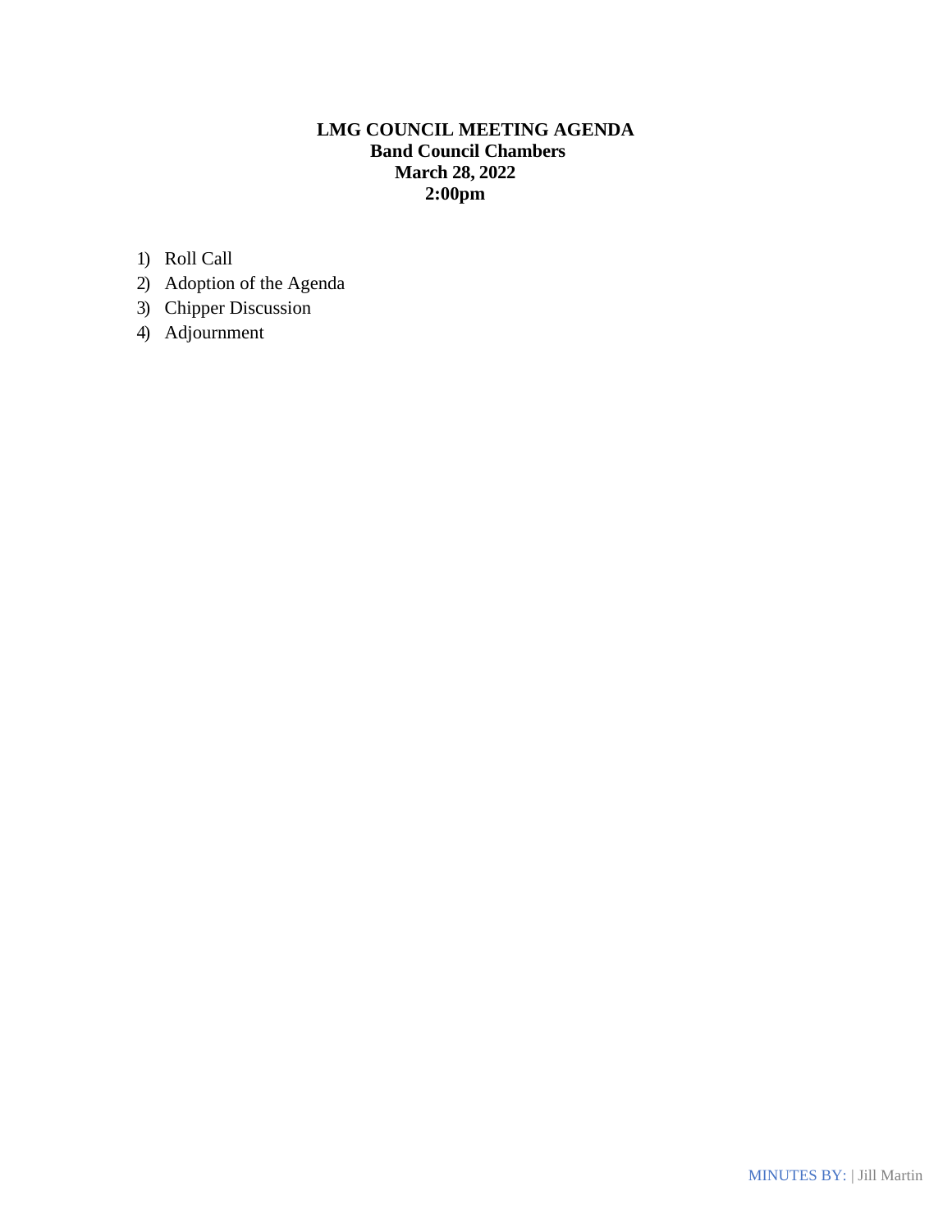**LMG COUNCIL MEETING AGENDA**
**Band Council Chambers**
**March 28, 2022**
**2:00pm**

1) Roll Call
2) Adoption of the Agenda
3) Chipper Discussion
4) Adjournment

MINUTES BY: | Jill Martin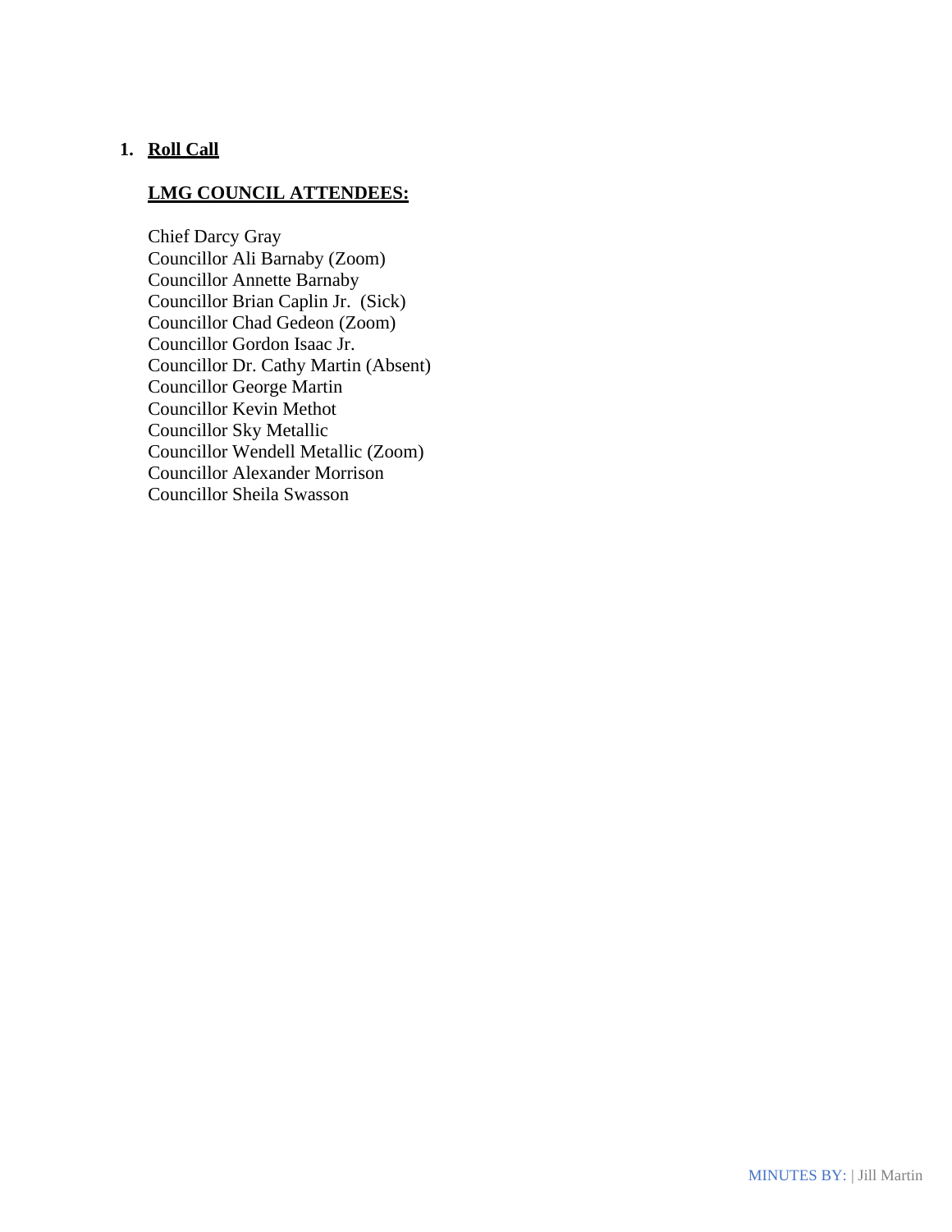1. **<u>Roll Call</u>**

   **<u>LMG COUNCIL ATTENDEES:</u>**

   Chief Darcy Gray
   Councillor Ali Barnaby (Zoom)
   Councillor Annette Barnaby
   Councillor Brian Caplin Jr. (Sick)
   Councillor Chad Gedeon (Zoom)
   Councillor Gordon Isaac Jr.
   Councillor Dr. Cathy Martin (Absent)
   Councillor George Martin
   Councillor Kevin Methot
   Councillor Sky Metallic
   Councillor Wendell Metallic (Zoom)
   Councillor Alexander Morrison
   Councillor Sheila Swasson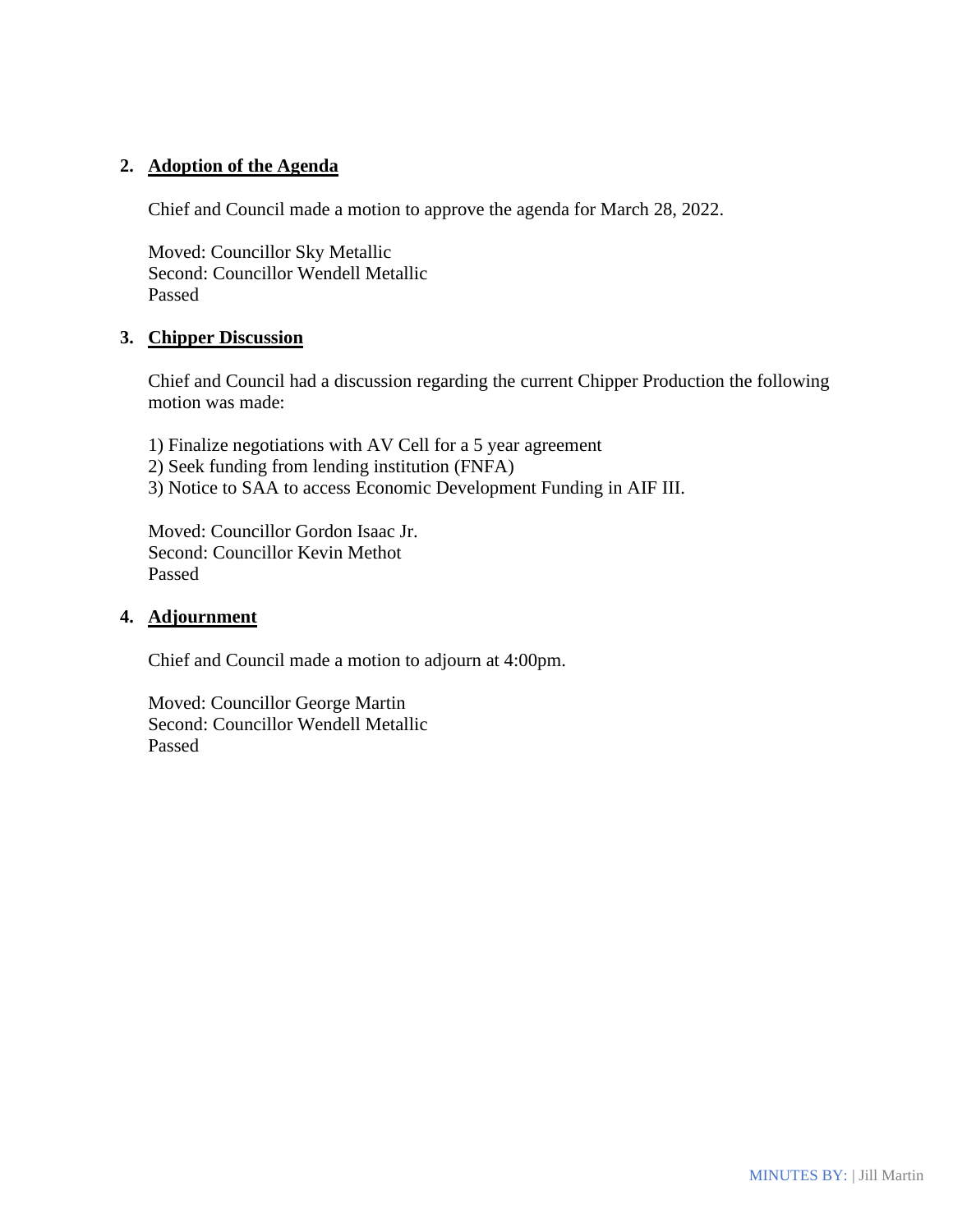## 2. Adoption of the Agenda

Chief and Council made a motion to approve the agenda for March 28, 2022.

Moved: Councillor Sky Metallic
Second: Councillor Wendell Metallic
Passed

## 3. Chipper Discussion

Chief and Council had a discussion regarding the current Chipper Production the following motion was made:

1) Finalize negotiations with AV Cell for a 5 year agreement
2) Seek funding from lending institution (FNFA)
3) Notice to SAA to access Economic Development Funding in AIF III.

Moved: Councillor Gordon Isaac Jr.
Second: Councillor Kevin Methot
Passed

## 4. Adjournment

Chief and Council made a motion to adjourn at 4:00pm.

Moved: Councillor George Martin
Second: Councillor Wendell Metallic
Passed

MINUTES BY: | Jill Martin